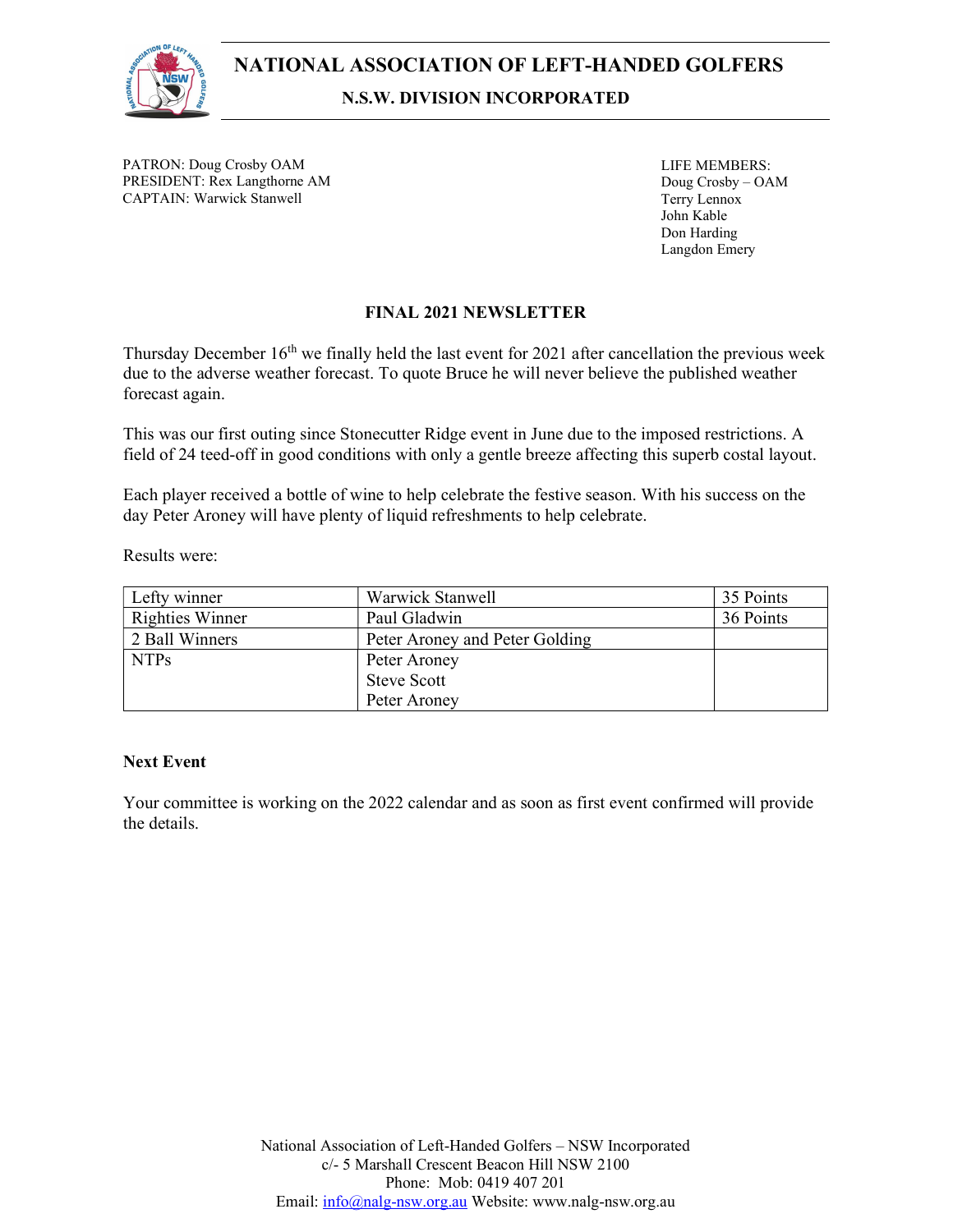# NATIONAL ASSOCIATION OF LEFT-HANDED GOLFERS

## N.S.W. DIVISION INCORPORATED

PATRON: Doug Crosby OAM
PRESIDENT: Rex Langthorne AM
CAPTAIN: Warwick Stanwell

LIFE MEMBERS:
Doug Crosby – OAM
Terry Lennox
John Kable
Don Harding
Langdon Emery

### FINAL 2021 NEWSLETTER

Thursday December 16th we finally held the last event for 2021 after cancellation the previous week due to the adverse weather forecast. To quote Bruce he will never believe the published weather forecast again.

This was our first outing since Stonecutter Ridge event in June due to the imposed restrictions. A field of 24 teed-off in good conditions with only a gentle breeze affecting this superb costal layout.

Each player received a bottle of wine to help celebrate the festive season. With his success on the day Peter Aroney will have plenty of liquid refreshments to help celebrate.

Results were:

| | | |
|---|---|---|
| Lefty winner | Warwick Stanwell | 35 Points |
| Righties Winner | Paul Gladwin | 36 Points |
| 2 Ball Winners | Peter Aroney and Peter Golding | |
| NTPs | Peter Aroney<br>Steve Scott<br>Peter Aroney | |

**Next Event**

Your committee is working on the 2022 calendar and as soon as first event confirmed will provide the details.

National Association of Left-Handed Golfers – NSW Incorporated
c/- 5 Marshall Crescent Beacon Hill NSW 2100
Phone: Mob: 0419 407 201
Email: info@nalg-nsw.org.au Website: www.nalg-nsw.org.au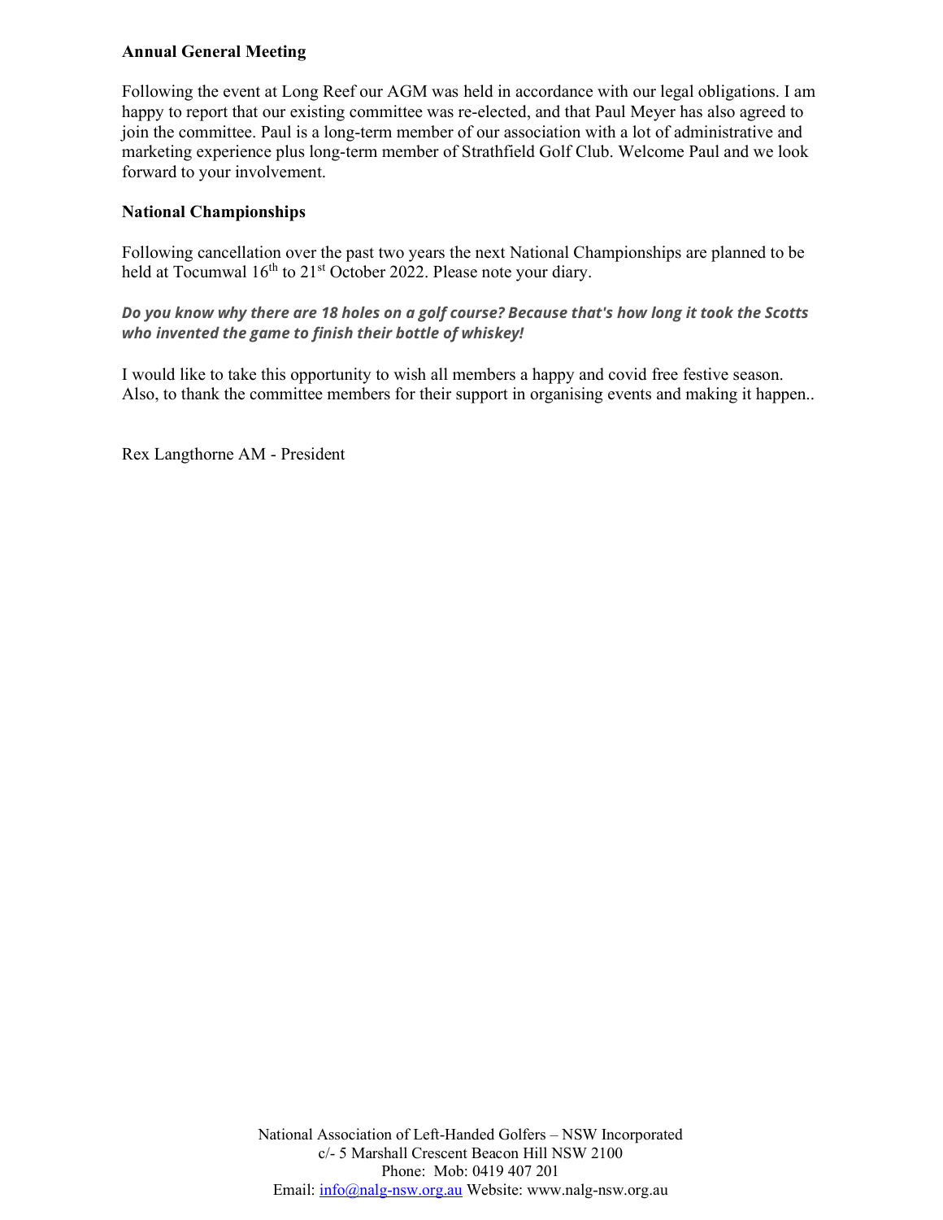**Annual General Meeting**

Following the event at Long Reef our AGM was held in accordance with our legal obligations. I am happy to report that our existing committee was re-elected, and that Paul Meyer has also agreed to join the committee. Paul is a long-term member of our association with a lot of administrative and marketing experience plus long-term member of Strathfield Golf Club. Welcome Paul and we look forward to your involvement.

**National Championships**

Following cancellation over the past two years the next National Championships are planned to be held at Tocumwal 16th to 21st October 2022. Please note your diary.

***Do you know why there are 18 holes on a golf course? Because that's how long it took the Scotts who invented the game to finish their bottle of whiskey!***

I would like to take this opportunity to wish all members a happy and covid free festive season. Also, to thank the committee members for their support in organising events and making it happen..

Rex Langthorne AM - President

National Association of Left-Handed Golfers – NSW Incorporated
c/- 5 Marshall Crescent Beacon Hill NSW 2100
Phone: Mob: 0419 407 201
Email: info@nalg-nsw.org.au Website: www.nalg-nsw.org.au